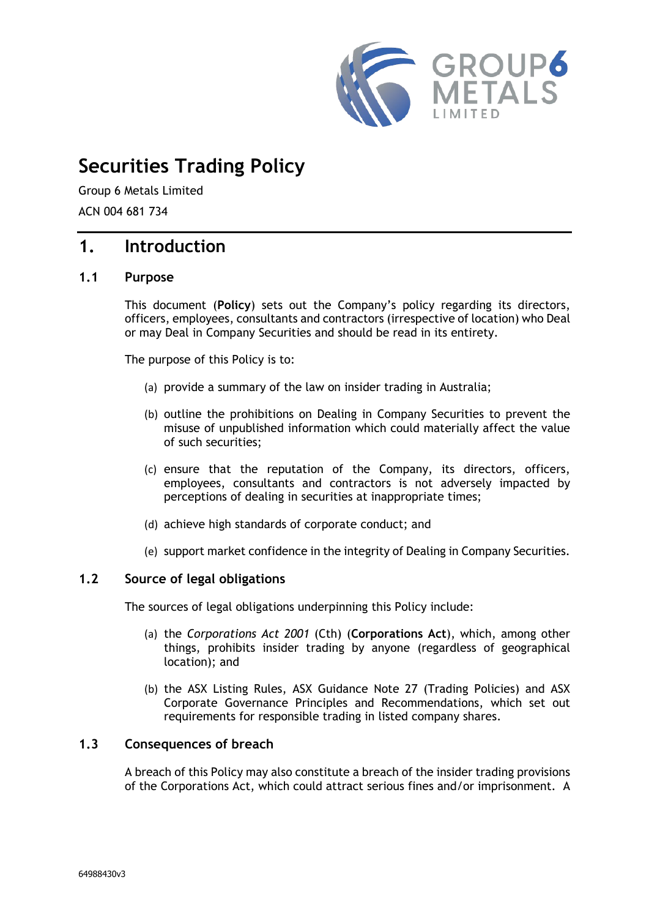# Securities Trading Policy

Group 6 Metals Limited

ACN 004 681 734

## 1. Introduction

### 1.1 Purpose

This document (**Policy**) sets out the Company's policy regarding its directors, officers, employees, consultants and contractors (irrespective of location) who Deal or may Deal in Company Securities and should be read in its entirety.

The purpose of this Policy is to:

(a) provide a summary of the law on insider trading in Australia;

(b) outline the prohibitions on Dealing in Company Securities to prevent the misuse of unpublished information which could materially affect the value of such securities;

(c) ensure that the reputation of the Company, its directors, officers, employees, consultants and contractors is not adversely impacted by perceptions of dealing in securities at inappropriate times;

(d) achieve high standards of corporate conduct; and

(e) support market confidence in the integrity of Dealing in Company Securities.

### 1.2 Source of legal obligations

The sources of legal obligations underpinning this Policy include:

(a) the *Corporations Act 2001* (Cth) (**Corporations Act**), which, among other things, prohibits insider trading by anyone (regardless of geographical location); and

(b) the ASX Listing Rules, ASX Guidance Note 27 (Trading Policies) and ASX Corporate Governance Principles and Recommendations, which set out requirements for responsible trading in listed company shares.

### 1.3 Consequences of breach

A breach of this Policy may also constitute a breach of the insider trading provisions of the Corporations Act, which could attract serious fines and/or imprisonment. A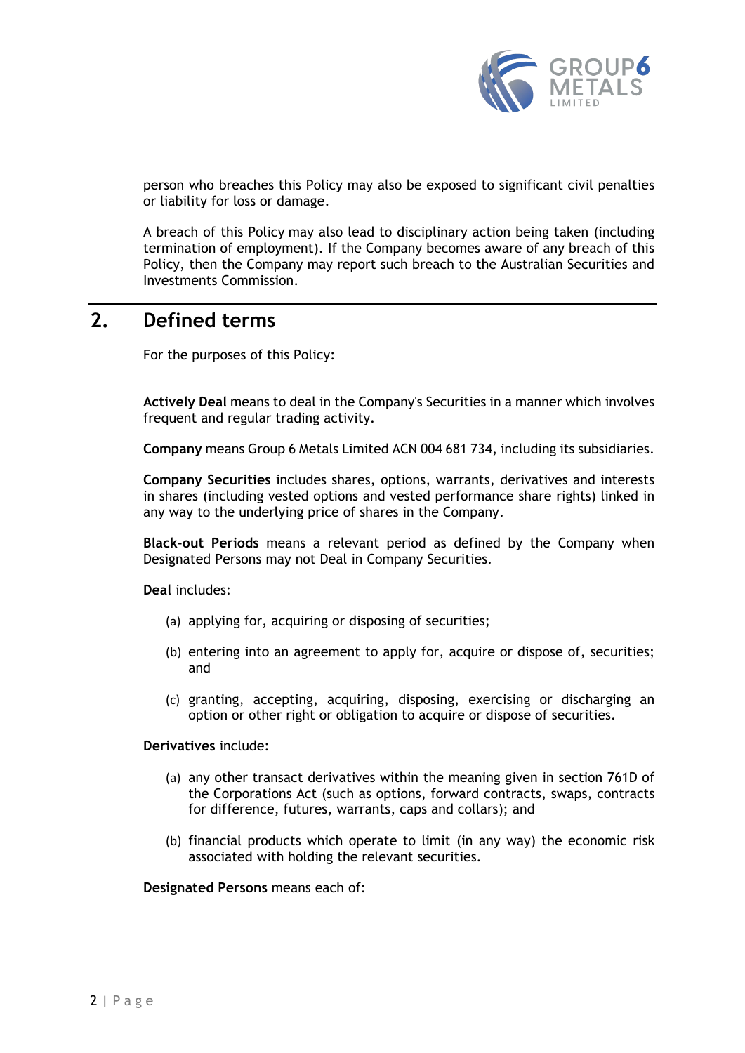person who breaches this Policy may also be exposed to significant civil penalties or liability for loss or damage.

A breach of this Policy may also lead to disciplinary action being taken (including termination of employment). If the Company becomes aware of any breach of this Policy, then the Company may report such breach to the Australian Securities and Investments Commission.

## 2. Defined terms

For the purposes of this Policy:

**Actively Deal** means to deal in the Company's Securities in a manner which involves frequent and regular trading activity.

**Company** means Group 6 Metals Limited ACN 004 681 734, including its subsidiaries.

**Company Securities** includes shares, options, warrants, derivatives and interests in shares (including vested options and vested performance share rights) linked in any way to the underlying price of shares in the Company.

**Black-out Periods** means a relevant period as defined by the Company when Designated Persons may not Deal in Company Securities.

**Deal** includes:

(a) applying for, acquiring or disposing of securities;

(b) entering into an agreement to apply for, acquire or dispose of, securities; and

(c) granting, accepting, acquiring, disposing, exercising or discharging an option or other right or obligation to acquire or dispose of securities.

**Derivatives** include:

(a) any other transact derivatives within the meaning given in section 761D of the Corporations Act (such as options, forward contracts, swaps, contracts for difference, futures, warrants, caps and collars); and

(b) financial products which operate to limit (in any way) the economic risk associated with holding the relevant securities.

**Designated Persons** means each of: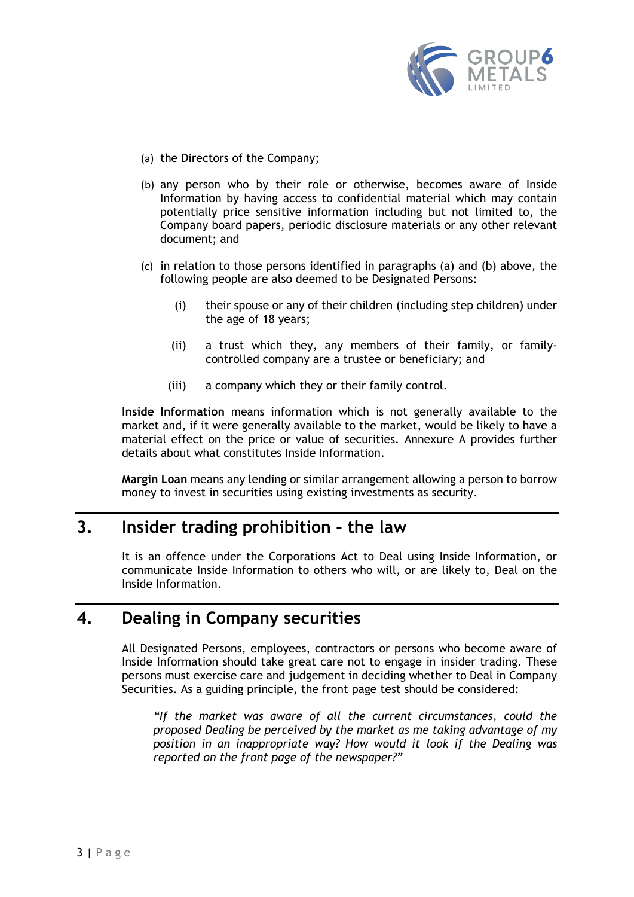(a) the Directors of the Company;

(b) any person who by their role or otherwise, becomes aware of Inside Information by having access to confidential material which may contain potentially price sensitive information including but not limited to, the Company board papers, periodic disclosure materials or any other relevant document; and

(c) in relation to those persons identified in paragraphs (a) and (b) above, the following people are also deemed to be Designated Persons:

   (i) their spouse or any of their children (including step children) under the age of 18 years;

   (ii) a trust which they, any members of their family, or family-controlled company are a trustee or beneficiary; and

   (iii) a company which they or their family control.

**Inside Information** means information which is not generally available to the market and, if it were generally available to the market, would be likely to have a material effect on the price or value of securities. Annexure A provides further details about what constitutes Inside Information.

**Margin Loan** means any lending or similar arrangement allowing a person to borrow money to invest in securities using existing investments as security.

## 3. Insider trading prohibition – the law

It is an offence under the Corporations Act to Deal using Inside Information, or communicate Inside Information to others who will, or are likely to, Deal on the Inside Information.

## 4. Dealing in Company securities

All Designated Persons, employees, contractors or persons who become aware of Inside Information should take great care not to engage in insider trading. These persons must exercise care and judgement in deciding whether to Deal in Company Securities. As a guiding principle, the front page test should be considered:

> *"If the market was aware of all the current circumstances, could the proposed Dealing be perceived by the market as me taking advantage of my position in an inappropriate way? How would it look if the Dealing was reported on the front page of the newspaper?"*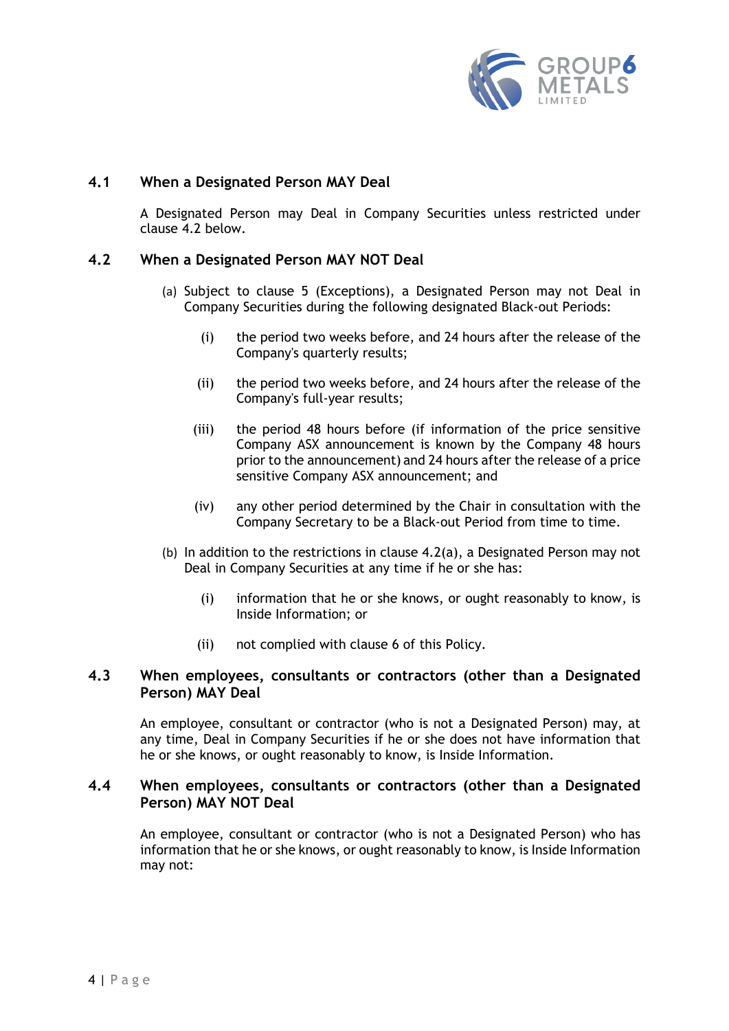### 4.1 When a Designated Person MAY Deal

A Designated Person may Deal in Company Securities unless restricted under clause 4.2 below.

### 4.2 When a Designated Person MAY NOT Deal

(a) Subject to clause 5 (Exceptions), a Designated Person may not Deal in Company Securities during the following designated Black-out Periods:

   (i) the period two weeks before, and 24 hours after the release of the Company's quarterly results;

   (ii) the period two weeks before, and 24 hours after the release of the Company's full-year results;

   (iii) the period 48 hours before (if information of the price sensitive Company ASX announcement is known by the Company 48 hours prior to the announcement) and 24 hours after the release of a price sensitive Company ASX announcement; and

   (iv) any other period determined by the Chair in consultation with the Company Secretary to be a Black-out Period from time to time.

(b) In addition to the restrictions in clause 4.2(a), a Designated Person may not Deal in Company Securities at any time if he or she has:

   (i) information that he or she knows, or ought reasonably to know, is Inside Information; or

   (ii) not complied with clause 6 of this Policy.

### 4.3 When employees, consultants or contractors (other than a Designated Person) MAY Deal

An employee, consultant or contractor (who is not a Designated Person) may, at any time, Deal in Company Securities if he or she does not have information that he or she knows, or ought reasonably to know, is Inside Information.

### 4.4 When employees, consultants or contractors (other than a Designated Person) MAY NOT Deal

An employee, consultant or contractor (who is not a Designated Person) who has information that he or she knows, or ought reasonably to know, is Inside Information may not: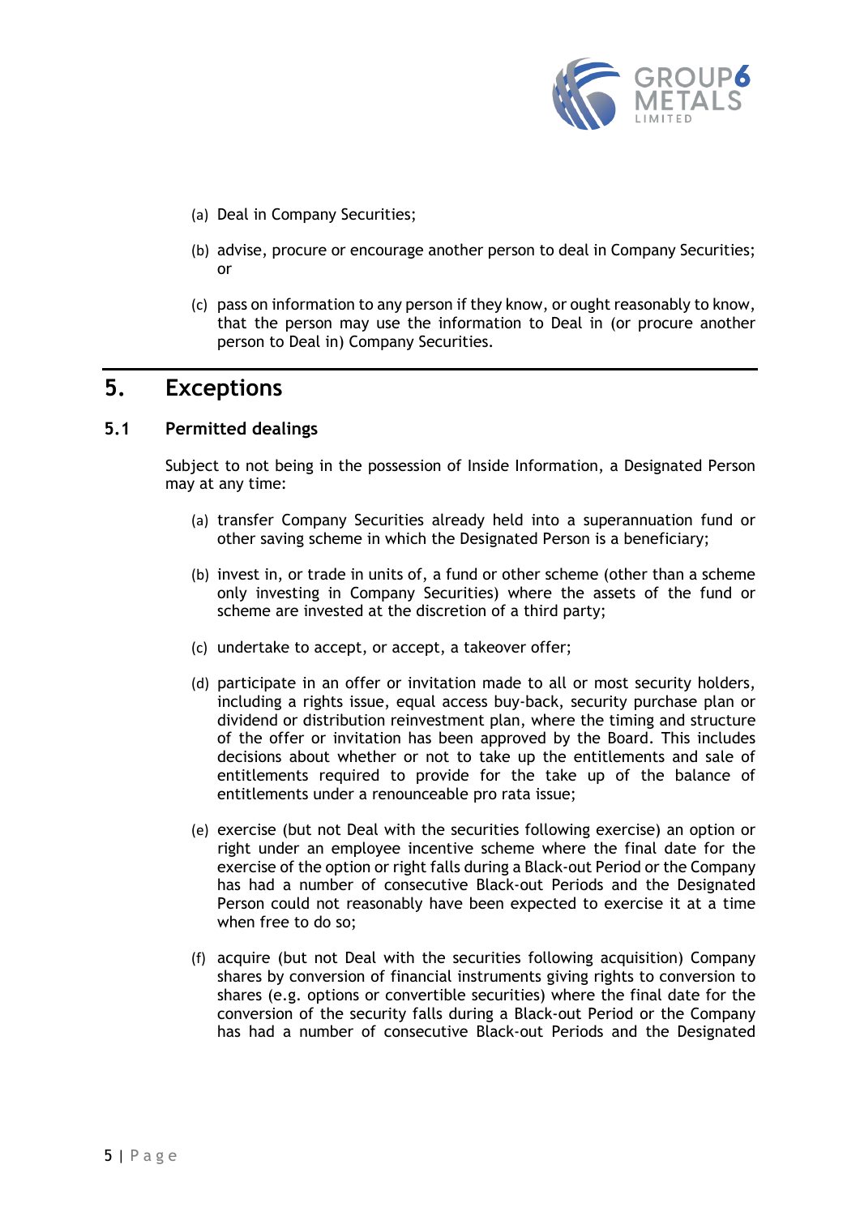(a) Deal in Company Securities;

(b) advise, procure or encourage another person to deal in Company Securities; or

(c) pass on information to any person if they know, or ought reasonably to know, that the person may use the information to Deal in (or procure another person to Deal in) Company Securities.

## 5. Exceptions

### 5.1 Permitted dealings

Subject to not being in the possession of Inside Information, a Designated Person may at any time:

(a) transfer Company Securities already held into a superannuation fund or other saving scheme in which the Designated Person is a beneficiary;

(b) invest in, or trade in units of, a fund or other scheme (other than a scheme only investing in Company Securities) where the assets of the fund or scheme are invested at the discretion of a third party;

(c) undertake to accept, or accept, a takeover offer;

(d) participate in an offer or invitation made to all or most security holders, including a rights issue, equal access buy-back, security purchase plan or dividend or distribution reinvestment plan, where the timing and structure of the offer or invitation has been approved by the Board. This includes decisions about whether or not to take up the entitlements and sale of entitlements required to provide for the take up of the balance of entitlements under a renounceable pro rata issue;

(e) exercise (but not Deal with the securities following exercise) an option or right under an employee incentive scheme where the final date for the exercise of the option or right falls during a Black-out Period or the Company has had a number of consecutive Black-out Periods and the Designated Person could not reasonably have been expected to exercise it at a time when free to do so;

(f) acquire (but not Deal with the securities following acquisition) Company shares by conversion of financial instruments giving rights to conversion to shares (e.g. options or convertible securities) where the final date for the conversion of the security falls during a Black-out Period or the Company has had a number of consecutive Black-out Periods and the Designated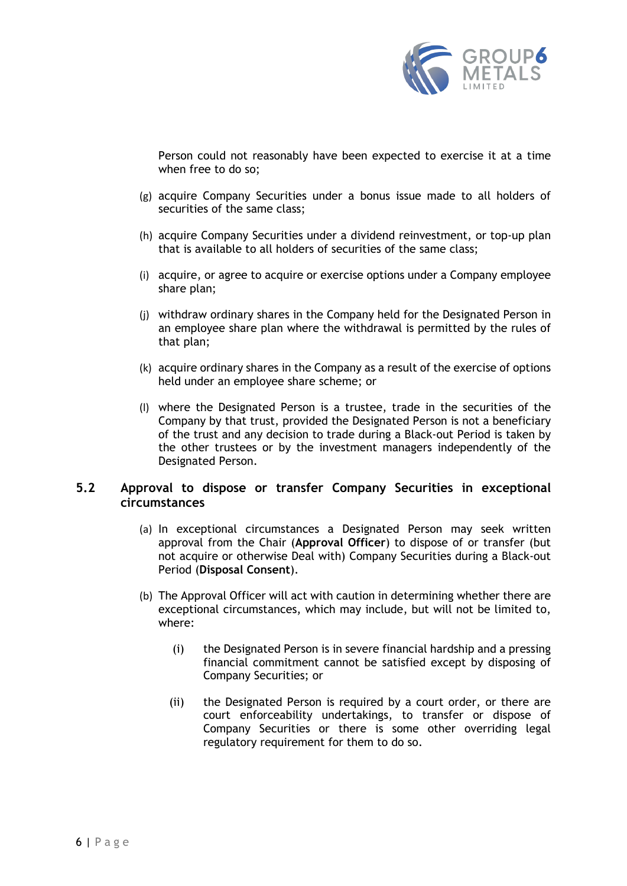Person could not reasonably have been expected to exercise it at a time when free to do so;

(g) acquire Company Securities under a bonus issue made to all holders of securities of the same class;

(h) acquire Company Securities under a dividend reinvestment, or top-up plan that is available to all holders of securities of the same class;

(i) acquire, or agree to acquire or exercise options under a Company employee share plan;

(j) withdraw ordinary shares in the Company held for the Designated Person in an employee share plan where the withdrawal is permitted by the rules of that plan;

(k) acquire ordinary shares in the Company as a result of the exercise of options held under an employee share scheme; or

(l) where the Designated Person is a trustee, trade in the securities of the Company by that trust, provided the Designated Person is not a beneficiary of the trust and any decision to trade during a Black-out Period is taken by the other trustees or by the investment managers independently of the Designated Person.

## 5.2 Approval to dispose or transfer Company Securities in exceptional circumstances

(a) In exceptional circumstances a Designated Person may seek written approval from the Chair (**Approval Officer**) to dispose of or transfer (but not acquire or otherwise Deal with) Company Securities during a Black-out Period (**Disposal Consent**).

(b) The Approval Officer will act with caution in determining whether there are exceptional circumstances, which may include, but will not be limited to, where:

(i) the Designated Person is in severe financial hardship and a pressing financial commitment cannot be satisfied except by disposing of Company Securities; or

(ii) the Designated Person is required by a court order, or there are court enforceability undertakings, to transfer or dispose of Company Securities or there is some other overriding legal regulatory requirement for them to do so.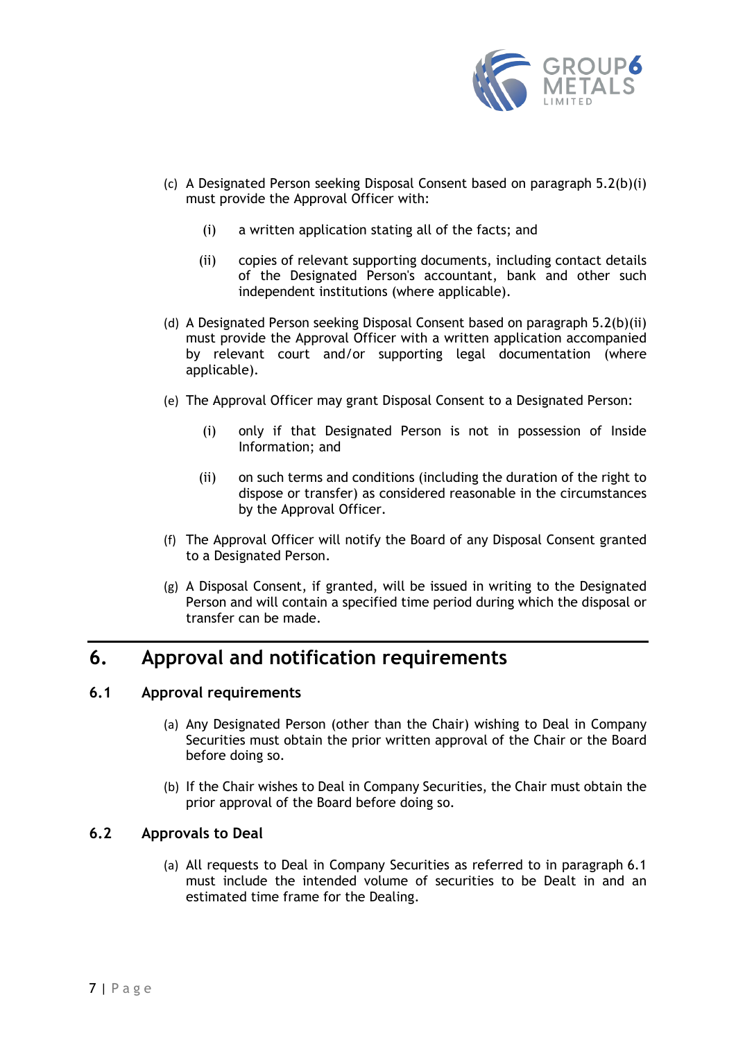(c) A Designated Person seeking Disposal Consent based on paragraph 5.2(b)(i) must provide the Approval Officer with:

  (i) a written application stating all of the facts; and

  (ii) copies of relevant supporting documents, including contact details of the Designated Person's accountant, bank and other such independent institutions (where applicable).

(d) A Designated Person seeking Disposal Consent based on paragraph 5.2(b)(ii) must provide the Approval Officer with a written application accompanied by relevant court and/or supporting legal documentation (where applicable).

(e) The Approval Officer may grant Disposal Consent to a Designated Person:

  (i) only if that Designated Person is not in possession of Inside Information; and

  (ii) on such terms and conditions (including the duration of the right to dispose or transfer) as considered reasonable in the circumstances by the Approval Officer.

(f) The Approval Officer will notify the Board of any Disposal Consent granted to a Designated Person.

(g) A Disposal Consent, if granted, will be issued in writing to the Designated Person and will contain a specified time period during which the disposal or transfer can be made.

# 6. Approval and notification requirements

## 6.1 Approval requirements

(a) Any Designated Person (other than the Chair) wishing to Deal in Company Securities must obtain the prior written approval of the Chair or the Board before doing so.

(b) If the Chair wishes to Deal in Company Securities, the Chair must obtain the prior approval of the Board before doing so.

## 6.2 Approvals to Deal

(a) All requests to Deal in Company Securities as referred to in paragraph 6.1 must include the intended volume of securities to be Dealt in and an estimated time frame for the Dealing.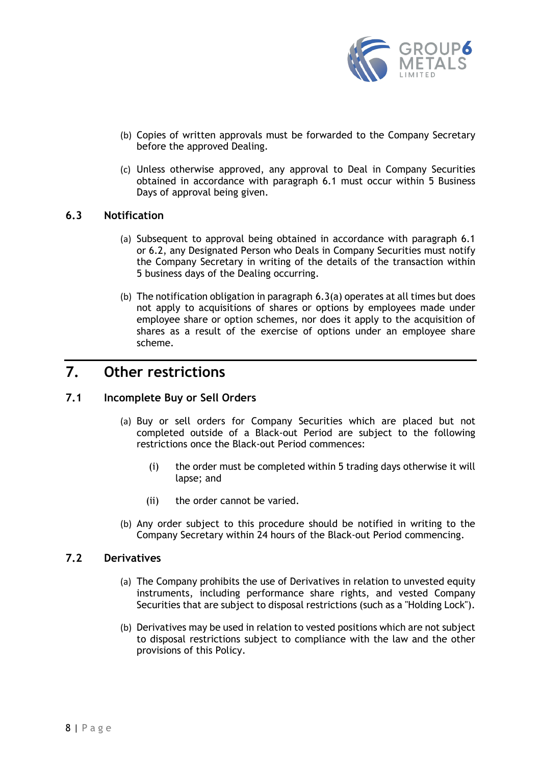(b) Copies of written approvals must be forwarded to the Company Secretary before the approved Dealing.

(c) Unless otherwise approved, any approval to Deal in Company Securities obtained in accordance with paragraph 6.1 must occur within 5 Business Days of approval being given.

### 6.3 Notification

(a) Subsequent to approval being obtained in accordance with paragraph 6.1 or 6.2, any Designated Person who Deals in Company Securities must notify the Company Secretary in writing of the details of the transaction within 5 business days of the Dealing occurring.

(b) The notification obligation in paragraph 6.3(a) operates at all times but does not apply to acquisitions of shares or options by employees made under employee share or option schemes, nor does it apply to the acquisition of shares as a result of the exercise of options under an employee share scheme.

## 7. Other restrictions

### 7.1 Incomplete Buy or Sell Orders

(a) Buy or sell orders for Company Securities which are placed but not completed outside of a Black-out Period are subject to the following restrictions once the Black-out Period commences:

(i) the order must be completed within 5 trading days otherwise it will lapse; and

(ii) the order cannot be varied.

(b) Any order subject to this procedure should be notified in writing to the Company Secretary within 24 hours of the Black-out Period commencing.

### 7.2 Derivatives

(a) The Company prohibits the use of Derivatives in relation to unvested equity instruments, including performance share rights, and vested Company Securities that are subject to disposal restrictions (such as a "Holding Lock").

(b) Derivatives may be used in relation to vested positions which are not subject to disposal restrictions subject to compliance with the law and the other provisions of this Policy.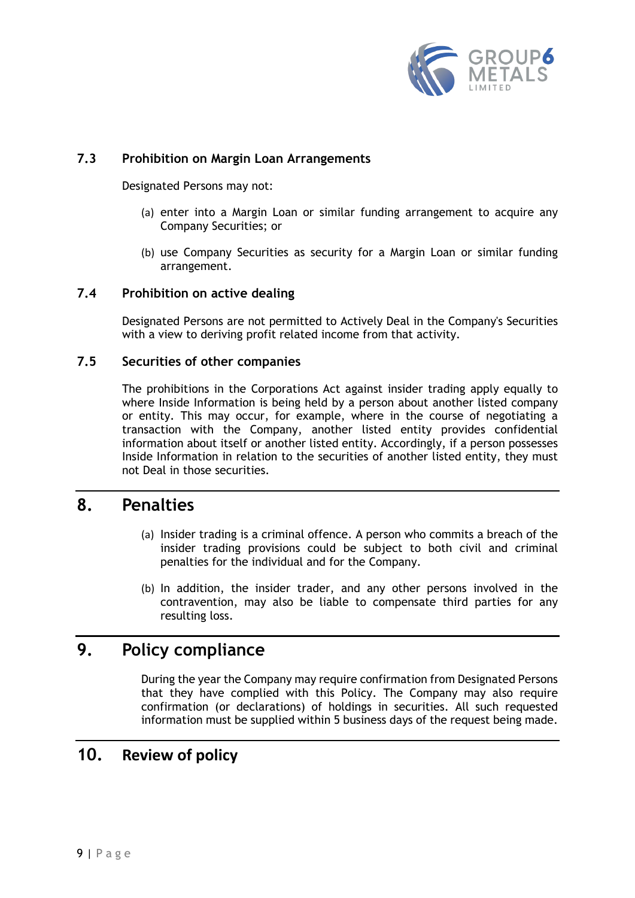### 7.3 Prohibition on Margin Loan Arrangements

Designated Persons may not:

(a) enter into a Margin Loan or similar funding arrangement to acquire any Company Securities; or

(b) use Company Securities as security for a Margin Loan or similar funding arrangement.

### 7.4 Prohibition on active dealing

Designated Persons are not permitted to Actively Deal in the Company's Securities with a view to deriving profit related income from that activity.

### 7.5 Securities of other companies

The prohibitions in the Corporations Act against insider trading apply equally to where Inside Information is being held by a person about another listed company or entity. This may occur, for example, where in the course of negotiating a transaction with the Company, another listed entity provides confidential information about itself or another listed entity. Accordingly, if a person possesses Inside Information in relation to the securities of another listed entity, they must not Deal in those securities.

## 8. Penalties

(a) Insider trading is a criminal offence. A person who commits a breach of the insider trading provisions could be subject to both civil and criminal penalties for the individual and for the Company.

(b) In addition, the insider trader, and any other persons involved in the contravention, may also be liable to compensate third parties for any resulting loss.

## 9. Policy compliance

During the year the Company may require confirmation from Designated Persons that they have complied with this Policy. The Company may also require confirmation (or declarations) of holdings in securities. All such requested information must be supplied within 5 business days of the request being made.

## 10. Review of policy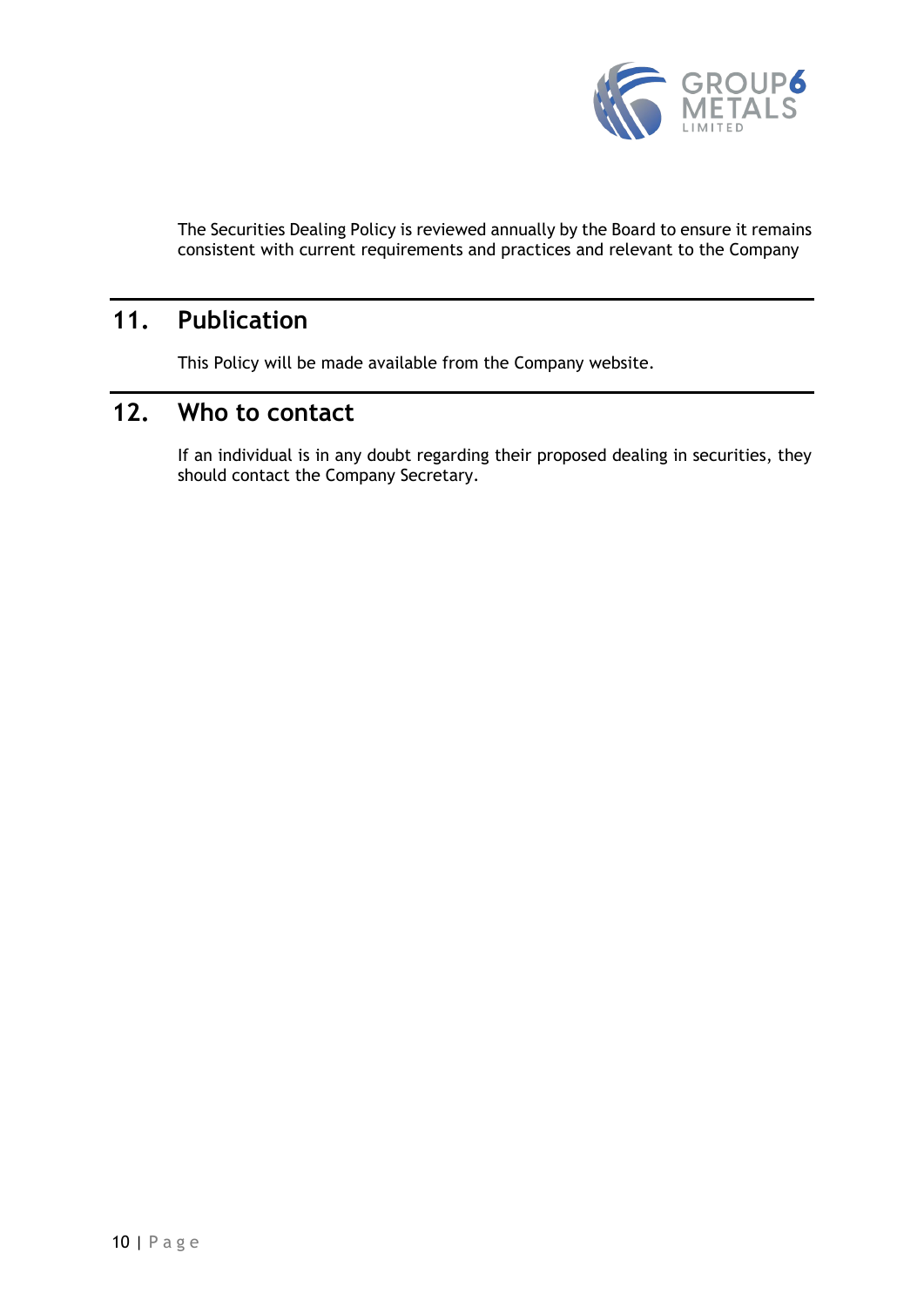The Securities Dealing Policy is reviewed annually by the Board to ensure it remains consistent with current requirements and practices and relevant to the Company

## 11. Publication

This Policy will be made available from the Company website.

## 12. Who to contact

If an individual is in any doubt regarding their proposed dealing in securities, they should contact the Company Secretary.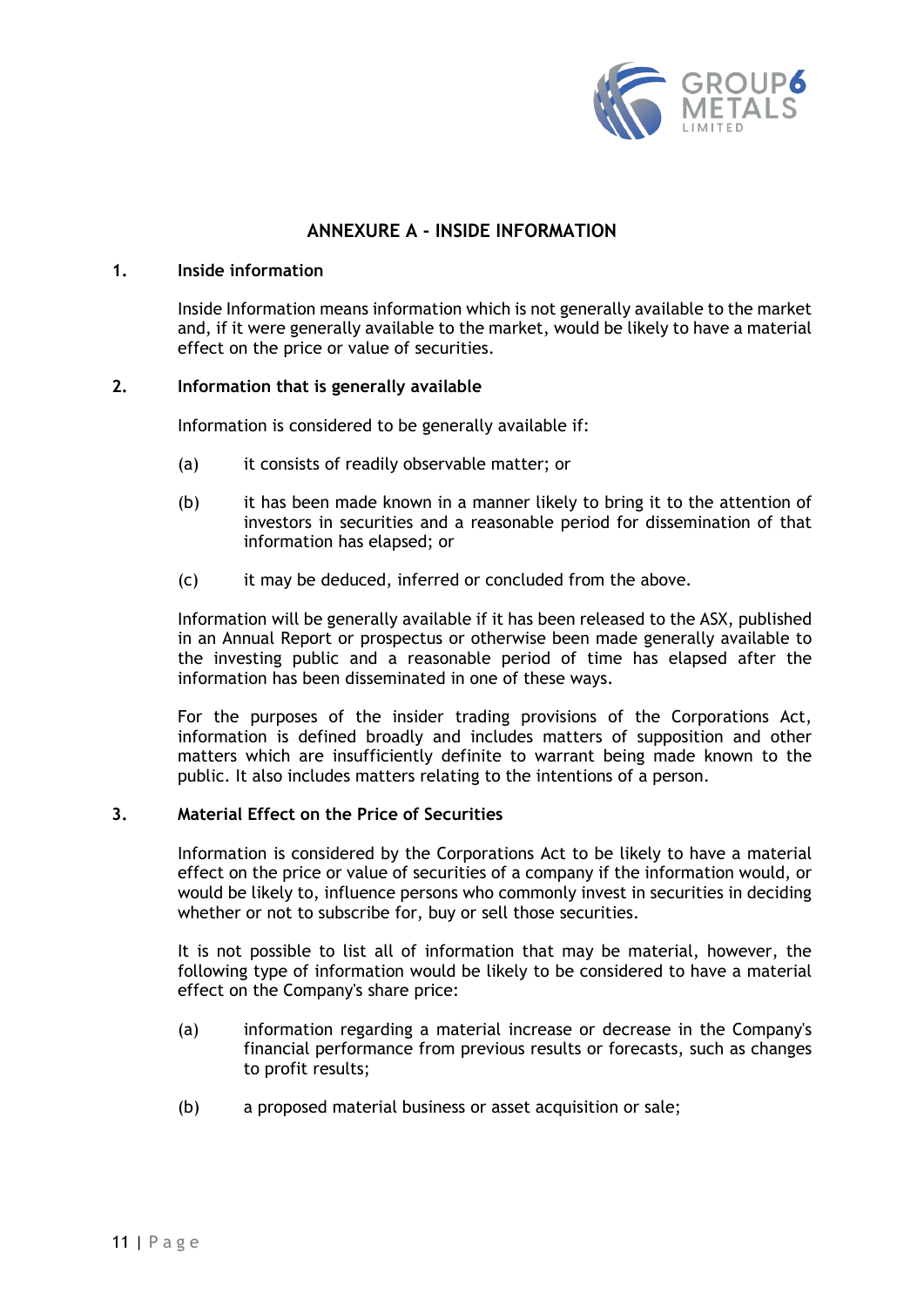## ANNEXURE A - INSIDE INFORMATION

### 1. Inside information

Inside Information means information which is not generally available to the market and, if it were generally available to the market, would be likely to have a material effect on the price or value of securities.

### 2. Information that is generally available

Information is considered to be generally available if:

(a) it consists of readily observable matter; or

(b) it has been made known in a manner likely to bring it to the attention of investors in securities and a reasonable period for dissemination of that information has elapsed; or

(c) it may be deduced, inferred or concluded from the above.

Information will be generally available if it has been released to the ASX, published in an Annual Report or prospectus or otherwise been made generally available to the investing public and a reasonable period of time has elapsed after the information has been disseminated in one of these ways.

For the purposes of the insider trading provisions of the Corporations Act, information is defined broadly and includes matters of supposition and other matters which are insufficiently definite to warrant being made known to the public. It also includes matters relating to the intentions of a person.

### 3. Material Effect on the Price of Securities

Information is considered by the Corporations Act to be likely to have a material effect on the price or value of securities of a company if the information would, or would be likely to, influence persons who commonly invest in securities in deciding whether or not to subscribe for, buy or sell those securities.

It is not possible to list all of information that may be material, however, the following type of information would be likely to be considered to have a material effect on the Company's share price:

(a) information regarding a material increase or decrease in the Company's financial performance from previous results or forecasts, such as changes to profit results;

(b) a proposed material business or asset acquisition or sale;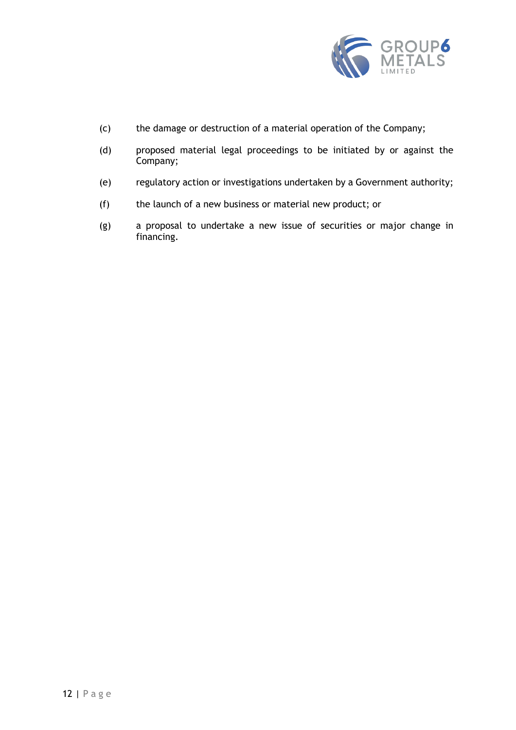(c) the damage or destruction of a material operation of the Company;

(d) proposed material legal proceedings to be initiated by or against the Company;

(e) regulatory action or investigations undertaken by a Government authority;

(f) the launch of a new business or material new product; or

(g) a proposal to undertake a new issue of securities or major change in financing.